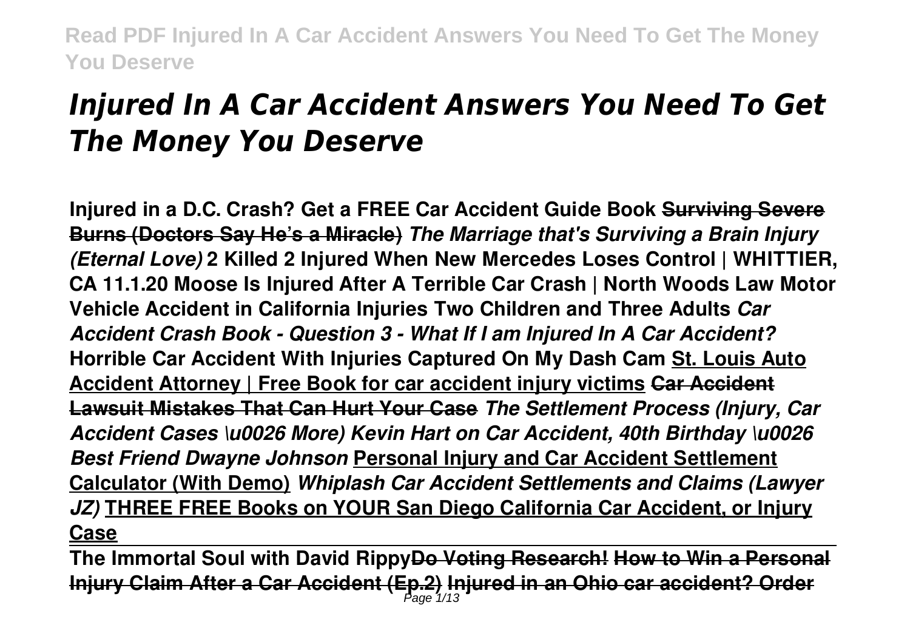# *Injured In A Car Accident Answers You Need To Get The Money You Deserve*

**Injured in a D.C. Crash? Get a FREE Car Accident Guide Book** ~~**Surviving Severe Burns (Doctors Say He's a Miracle)**~~ ***The Marriage that's Surviving a Brain Injury (Eternal Love)*** **2 Killed 2 Injured When New Mercedes Loses Control | WHITTIER, CA 11.1.20 Moose Is Injured After A Terrible Car Crash | North Woods Law Motor Vehicle Accident in California Injuries Two Children and Three Adults** ***Car Accident Crash Book - Question 3 - What If I am Injured In A Car Accident?*** **Horrible Car Accident With Injuries Captured On My Dash Cam** **St. Louis Auto Accident Attorney | Free Book for car accident injury victims** ~~**Car Accident Lawsuit Mistakes That Can Hurt Your Case**~~ ***The Settlement Process (Injury, Car Accident Cases \u0026 More) Kevin Hart on Car Accident, 40th Birthday \u0026 Best Friend Dwayne Johnson*** **Personal Injury and Car Accident Settlement Calculator (With Demo)** ***Whiplash Car Accident Settlements and Claims (Lawyer JZ)*** **THREE FREE Books on YOUR San Diego California Car Accident, or Injury Case**

**The Immortal Soul with David Rippy**~~**Do Voting Research!**~~ ~~**How to Win a Personal Injury Claim After a Car Accident (Ep.2)**~~ ~~**Injured in an Ohio car accident? Order**~~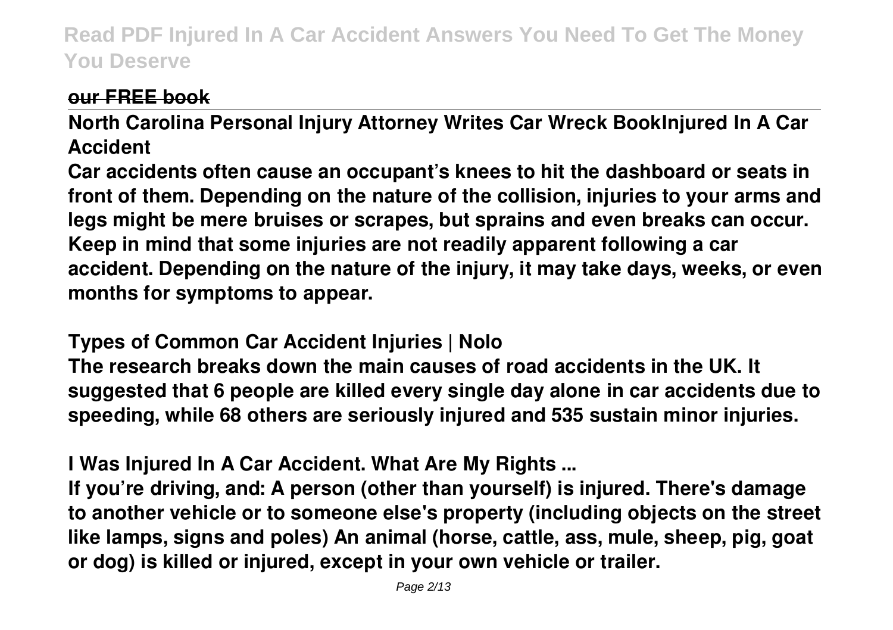**our FREE book**

**North Carolina Personal Injury Attorney Writes Car Wreck BookInjured In A Car Accident**

**Car accidents often cause an occupant's knees to hit the dashboard or seats in front of them. Depending on the nature of the collision, injuries to your arms and legs might be mere bruises or scrapes, but sprains and even breaks can occur. Keep in mind that some injuries are not readily apparent following a car accident. Depending on the nature of the injury, it may take days, weeks, or even months for symptoms to appear.**

**Types of Common Car Accident Injuries | Nolo**

**The research breaks down the main causes of road accidents in the UK. It suggested that 6 people are killed every single day alone in car accidents due to speeding, while 68 others are seriously injured and 535 sustain minor injuries.**

**I Was Injured In A Car Accident. What Are My Rights ...**

**If you're driving, and: A person (other than yourself) is injured. There's damage to another vehicle or to someone else's property (including objects on the street like lamps, signs and poles) An animal (horse, cattle, ass, mule, sheep, pig, goat or dog) is killed or injured, except in your own vehicle or trailer.**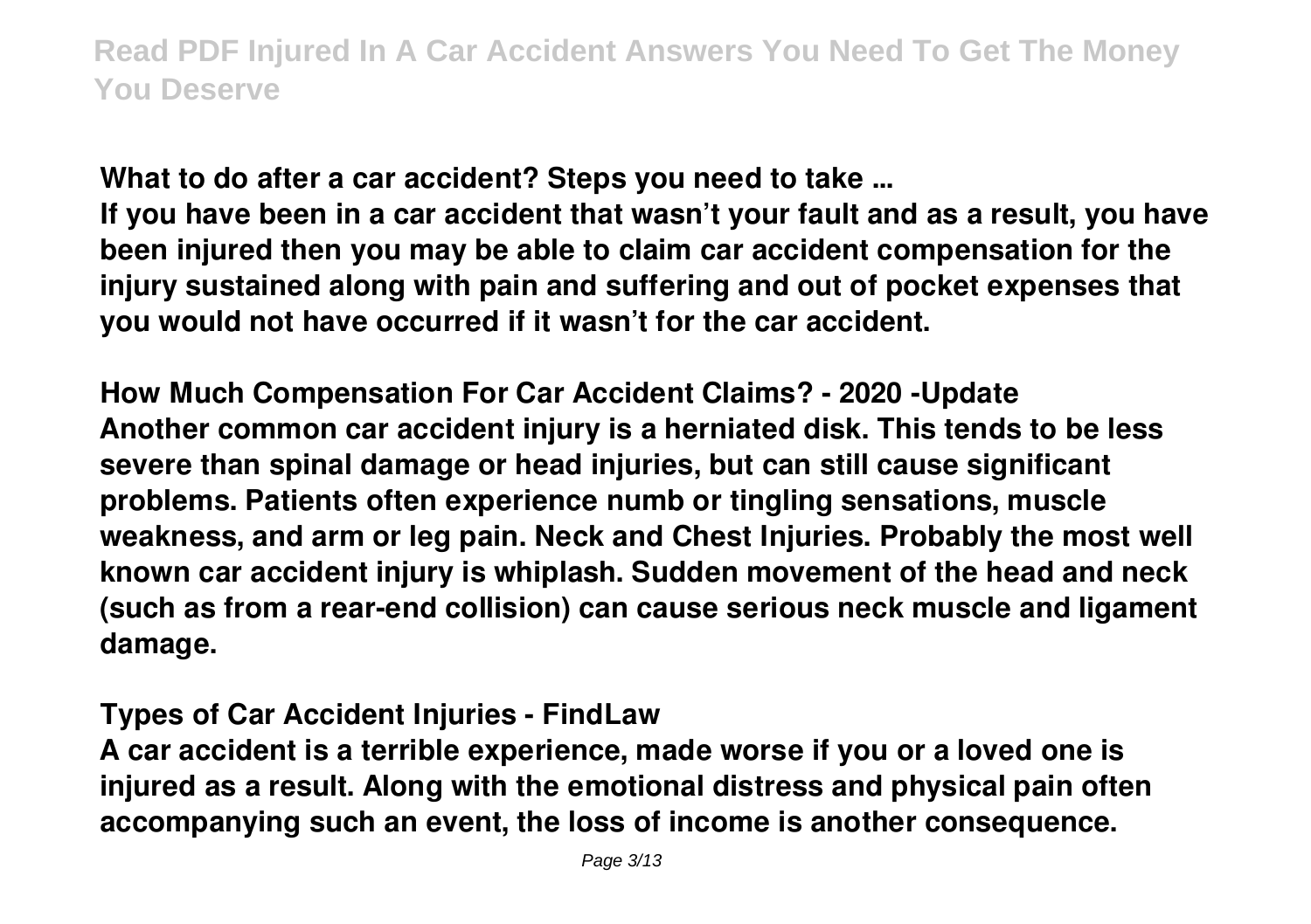**What to do after a car accident? Steps you need to take ...**

**If you have been in a car accident that wasn't your fault and as a result, you have been injured then you may be able to claim car accident compensation for the injury sustained along with pain and suffering and out of pocket expenses that you would not have occurred if it wasn't for the car accident.**

**How Much Compensation For Car Accident Claims? - 2020 -Update**

**Another common car accident injury is a herniated disk. This tends to be less severe than spinal damage or head injuries, but can still cause significant problems. Patients often experience numb or tingling sensations, muscle weakness, and arm or leg pain. Neck and Chest Injuries. Probably the most well known car accident injury is whiplash. Sudden movement of the head and neck (such as from a rear-end collision) can cause serious neck muscle and ligament damage.**

**Types of Car Accident Injuries - FindLaw**

**A car accident is a terrible experience, made worse if you or a loved one is injured as a result. Along with the emotional distress and physical pain often accompanying such an event, the loss of income is another consequence.**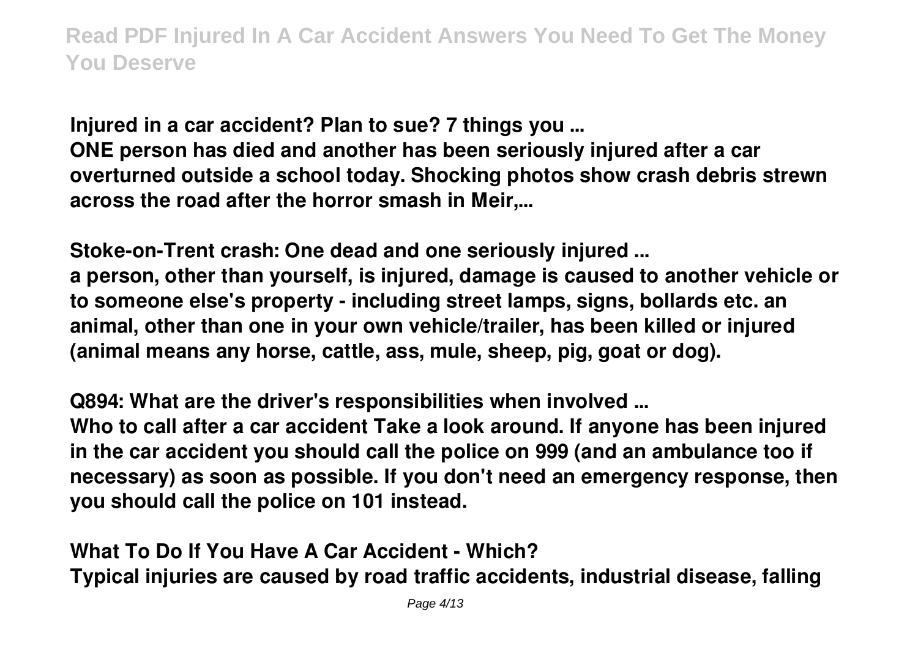**Injured in a car accident? Plan to sue? 7 things you ...**

**ONE person has died and another has been seriously injured after a car overturned outside a school today. Shocking photos show crash debris strewn across the road after the horror smash in Meir,...**

**Stoke-on-Trent crash: One dead and one seriously injured ...**

**a person, other than yourself, is injured, damage is caused to another vehicle or to someone else's property - including street lamps, signs, bollards etc. an animal, other than one in your own vehicle/trailer, has been killed or injured (animal means any horse, cattle, ass, mule, sheep, pig, goat or dog).**

**Q894: What are the driver's responsibilities when involved ...**

**Who to call after a car accident Take a look around. If anyone has been injured in the car accident you should call the police on 999 (and an ambulance too if necessary) as soon as possible. If you don't need an emergency response, then you should call the police on 101 instead.**

**What To Do If You Have A Car Accident - Which?**

**Typical injuries are caused by road traffic accidents, industrial disease, falling**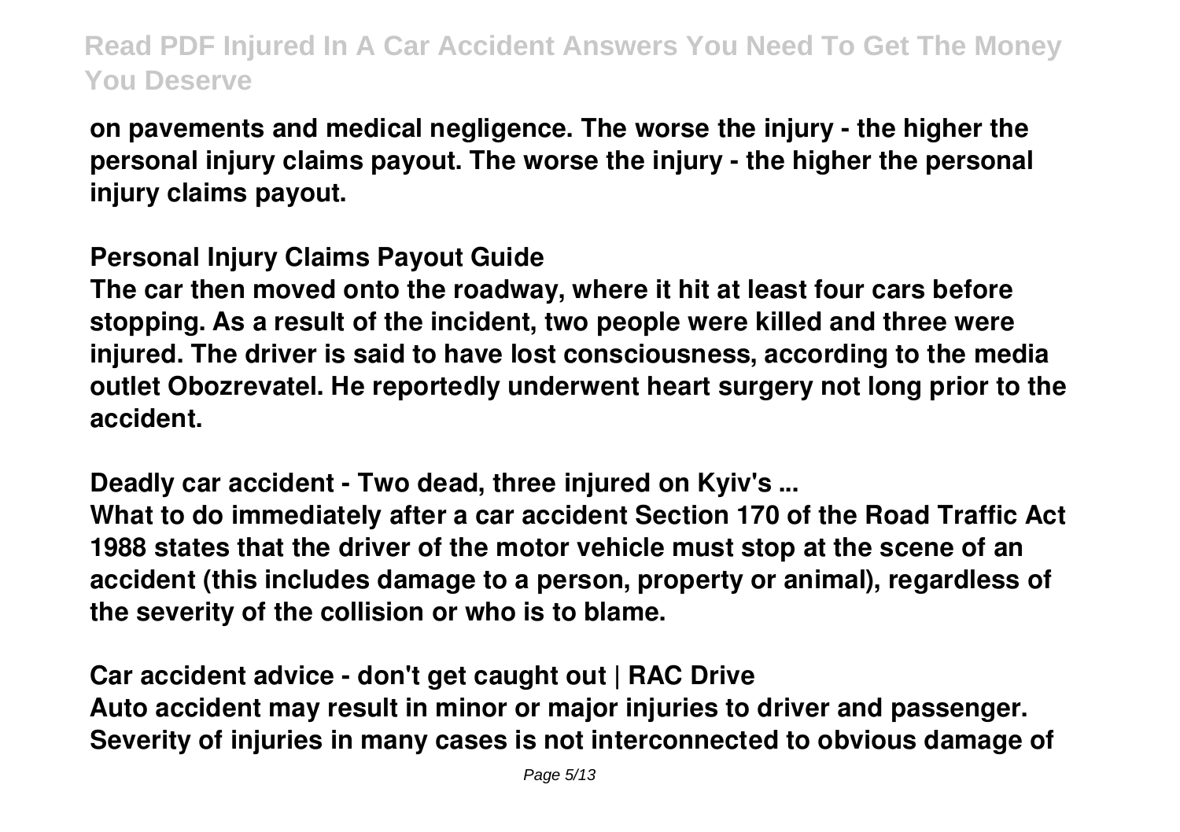**on pavements and medical negligence. The worse the injury - the higher the personal injury claims payout. The worse the injury - the higher the personal injury claims payout.**

**Personal Injury Claims Payout Guide**

**The car then moved onto the roadway, where it hit at least four cars before stopping. As a result of the incident, two people were killed and three were injured. The driver is said to have lost consciousness, according to the media outlet Obozrevatel. He reportedly underwent heart surgery not long prior to the accident.**

**Deadly car accident - Two dead, three injured on Kyiv's ...**

**What to do immediately after a car accident Section 170 of the Road Traffic Act 1988 states that the driver of the motor vehicle must stop at the scene of an accident (this includes damage to a person, property or animal), regardless of the severity of the collision or who is to blame.**

**Car accident advice - don't get caught out | RAC Drive**

**Auto accident may result in minor or major injuries to driver and passenger. Severity of injuries in many cases is not interconnected to obvious damage of**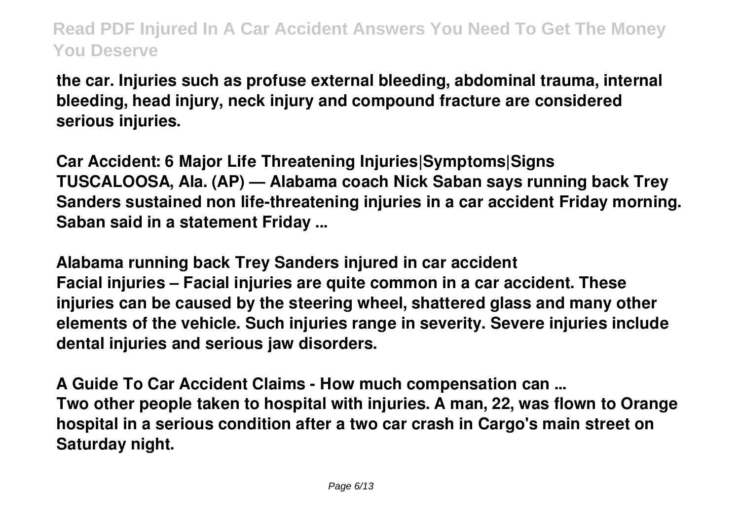the car. Injuries such as profuse external bleeding, abdominal trauma, internal bleeding, head injury, neck injury and compound fracture are considered serious injuries.

**Car Accident: 6 Major Life Threatening Injuries|Symptoms|Signs**

TUSCALOOSA, Ala. (AP) — Alabama coach Nick Saban says running back Trey Sanders sustained non life-threatening injuries in a car accident Friday morning. Saban said in a statement Friday ...

**Alabama running back Trey Sanders injured in car accident**

Facial injuries – Facial injuries are quite common in a car accident. These injuries can be caused by the steering wheel, shattered glass and many other elements of the vehicle. Such injuries range in severity. Severe injuries include dental injuries and serious jaw disorders.

**A Guide To Car Accident Claims - How much compensation can ...**

Two other people taken to hospital with injuries. A man, 22, was flown to Orange hospital in a serious condition after a two car crash in Cargo's main street on Saturday night.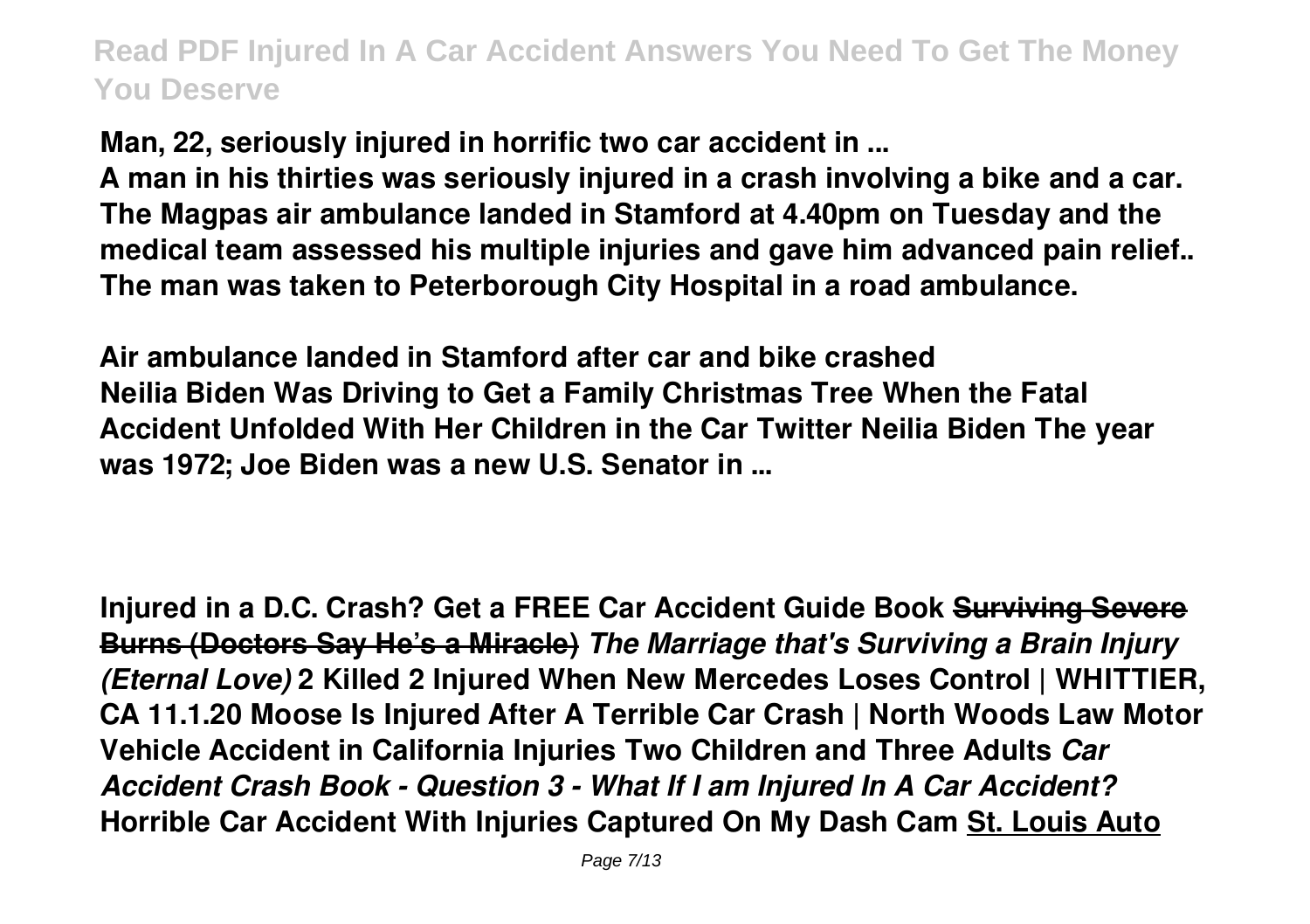**Man, 22, seriously injured in horrific two car accident in ...**
**A man in his thirties was seriously injured in a crash involving a bike and a car. The Magpas air ambulance landed in Stamford at 4.40pm on Tuesday and the medical team assessed his multiple injuries and gave him advanced pain relief.. The man was taken to Peterborough City Hospital in a road ambulance.**

**Air ambulance landed in Stamford after car and bike crashed**
**Neilia Biden Was Driving to Get a Family Christmas Tree When the Fatal Accident Unfolded With Her Children in the Car Twitter Neilia Biden The year was 1972; Joe Biden was a new U.S. Senator in ...**

**Injured in a D.C. Crash? Get a FREE Car Accident Guide Book** ~~**Surviving Severe Burns (Doctors Say He's a Miracle)**~~ ***The Marriage that's Surviving a Brain Injury (Eternal Love)*** **2 Killed 2 Injured When New Mercedes Loses Control | WHITTIER, CA 11.1.20 Moose Is Injured After A Terrible Car Crash | North Woods Law Motor Vehicle Accident in California Injuries Two Children and Three Adults** ***Car Accident Crash Book - Question 3 - What If I am Injured In A Car Accident?*** **Horrible Car Accident With Injuries Captured On My Dash Cam** **St. Louis Auto**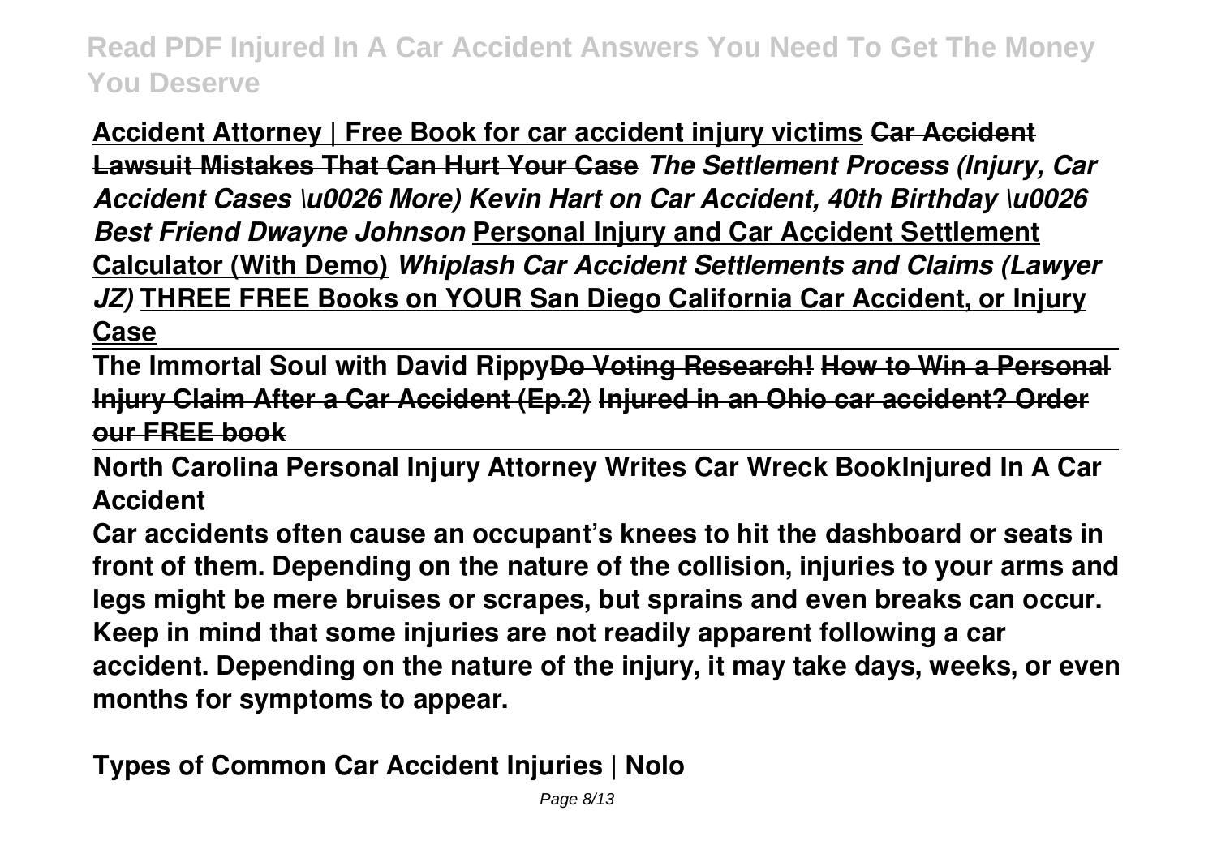**Accident Attorney | Free Book for car accident injury victims** ~~**Car Accident Lawsuit Mistakes That Can Hurt Your Case**~~ ***The Settlement Process (Injury, Car Accident Cases \u0026 More) Kevin Hart on Car Accident, 40th Birthday \u0026 Best Friend Dwayne Johnson*** **Personal Injury and Car Accident Settlement Calculator (With Demo)** ***Whiplash Car Accident Settlements and Claims (Lawyer JZ)*** **THREE FREE Books on YOUR San Diego California Car Accident, or Injury Case**

**The Immortal Soul with David Rippy**~~**Do Voting Research!**~~ ~~**How to Win a Personal Injury Claim After a Car Accident (Ep.2)**~~ ~~**Injured in an Ohio car accident? Order our FREE book**~~

**North Carolina Personal Injury Attorney Writes Car Wreck BookInjured In A Car Accident**

**Car accidents often cause an occupant's knees to hit the dashboard or seats in front of them. Depending on the nature of the collision, injuries to your arms and legs might be mere bruises or scrapes, but sprains and even breaks can occur. Keep in mind that some injuries are not readily apparent following a car accident. Depending on the nature of the injury, it may take days, weeks, or even months for symptoms to appear.**

**Types of Common Car Accident Injuries | Nolo**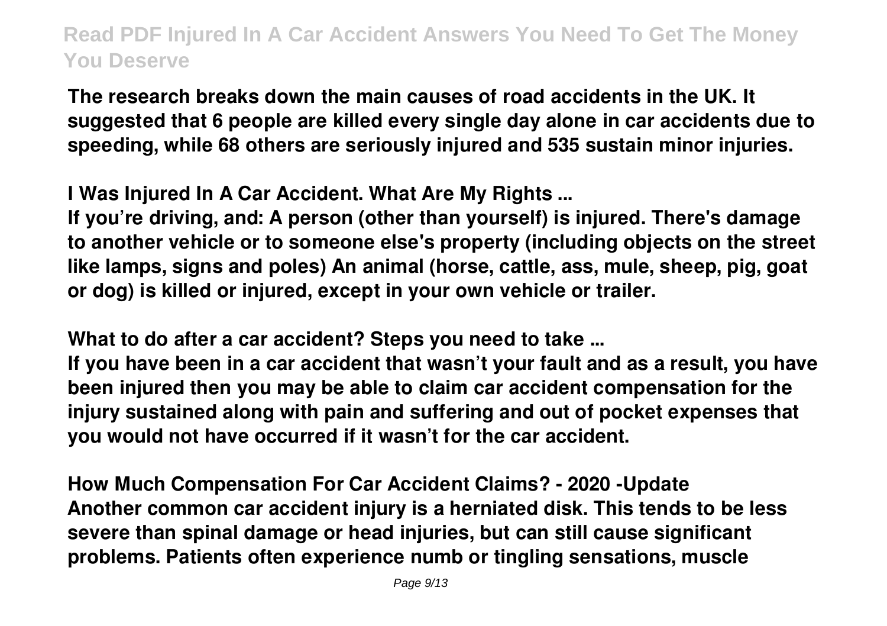**The research breaks down the main causes of road accidents in the UK. It suggested that 6 people are killed every single day alone in car accidents due to speeding, while 68 others are seriously injured and 535 sustain minor injuries.**

**I Was Injured In A Car Accident. What Are My Rights ...**

**If you're driving, and: A person (other than yourself) is injured. There's damage to another vehicle or to someone else's property (including objects on the street like lamps, signs and poles) An animal (horse, cattle, ass, mule, sheep, pig, goat or dog) is killed or injured, except in your own vehicle or trailer.**

**What to do after a car accident? Steps you need to take ...**

**If you have been in a car accident that wasn't your fault and as a result, you have been injured then you may be able to claim car accident compensation for the injury sustained along with pain and suffering and out of pocket expenses that you would not have occurred if it wasn't for the car accident.**

**How Much Compensation For Car Accident Claims? - 2020 -Update**

**Another common car accident injury is a herniated disk. This tends to be less severe than spinal damage or head injuries, but can still cause significant problems. Patients often experience numb or tingling sensations, muscle**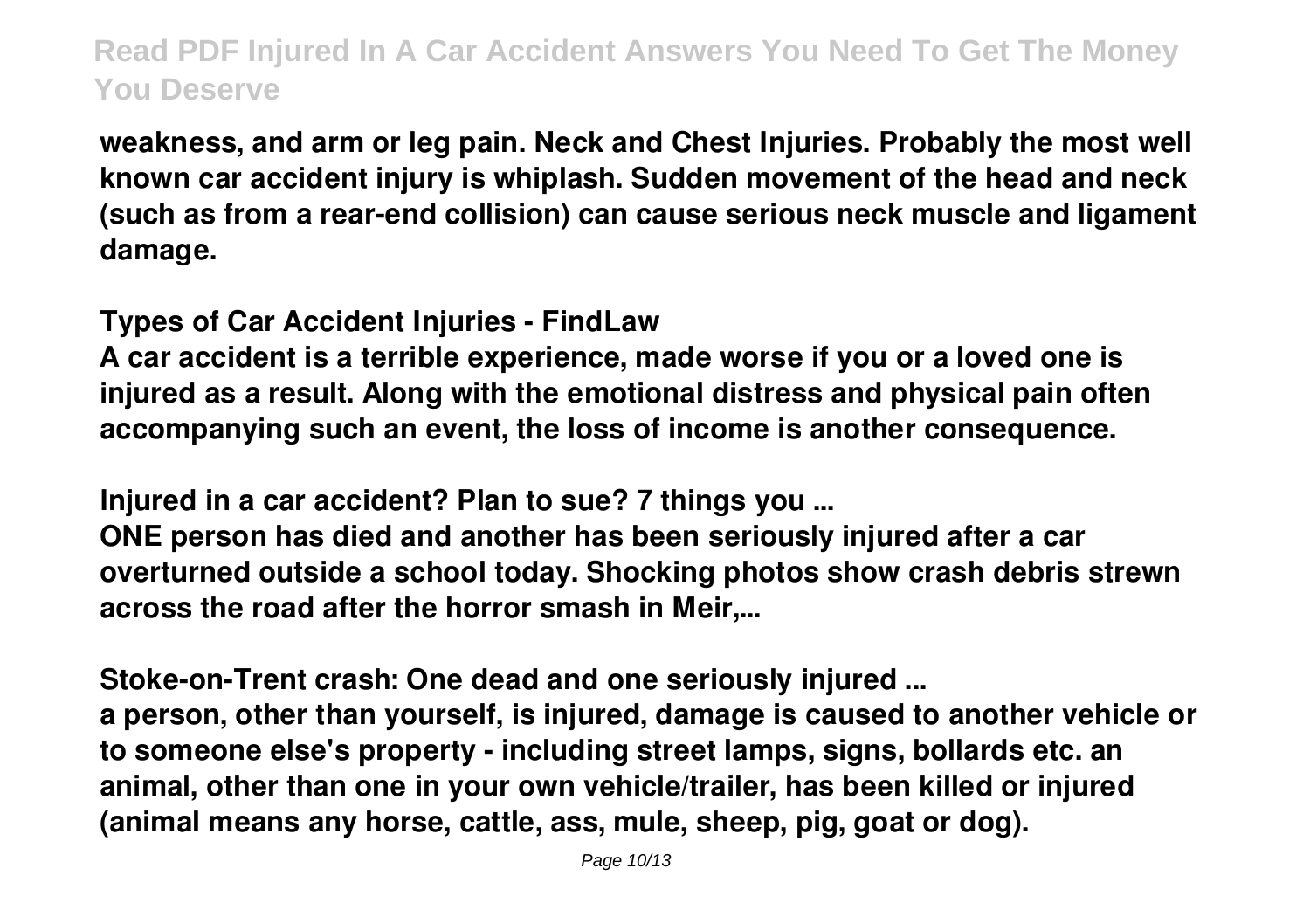weakness, and arm or leg pain. Neck and Chest Injuries. Probably the most well known car accident injury is whiplash. Sudden movement of the head and neck (such as from a rear-end collision) can cause serious neck muscle and ligament damage.

**Types of Car Accident Injuries - FindLaw**

A car accident is a terrible experience, made worse if you or a loved one is injured as a result. Along with the emotional distress and physical pain often accompanying such an event, the loss of income is another consequence.

**Injured in a car accident? Plan to sue? 7 things you ...**

ONE person has died and another has been seriously injured after a car overturned outside a school today. Shocking photos show crash debris strewn across the road after the horror smash in Meir,...

**Stoke-on-Trent crash: One dead and one seriously injured ...**

a person, other than yourself, is injured, damage is caused to another vehicle or to someone else's property - including street lamps, signs, bollards etc. an animal, other than one in your own vehicle/trailer, has been killed or injured (animal means any horse, cattle, ass, mule, sheep, pig, goat or dog).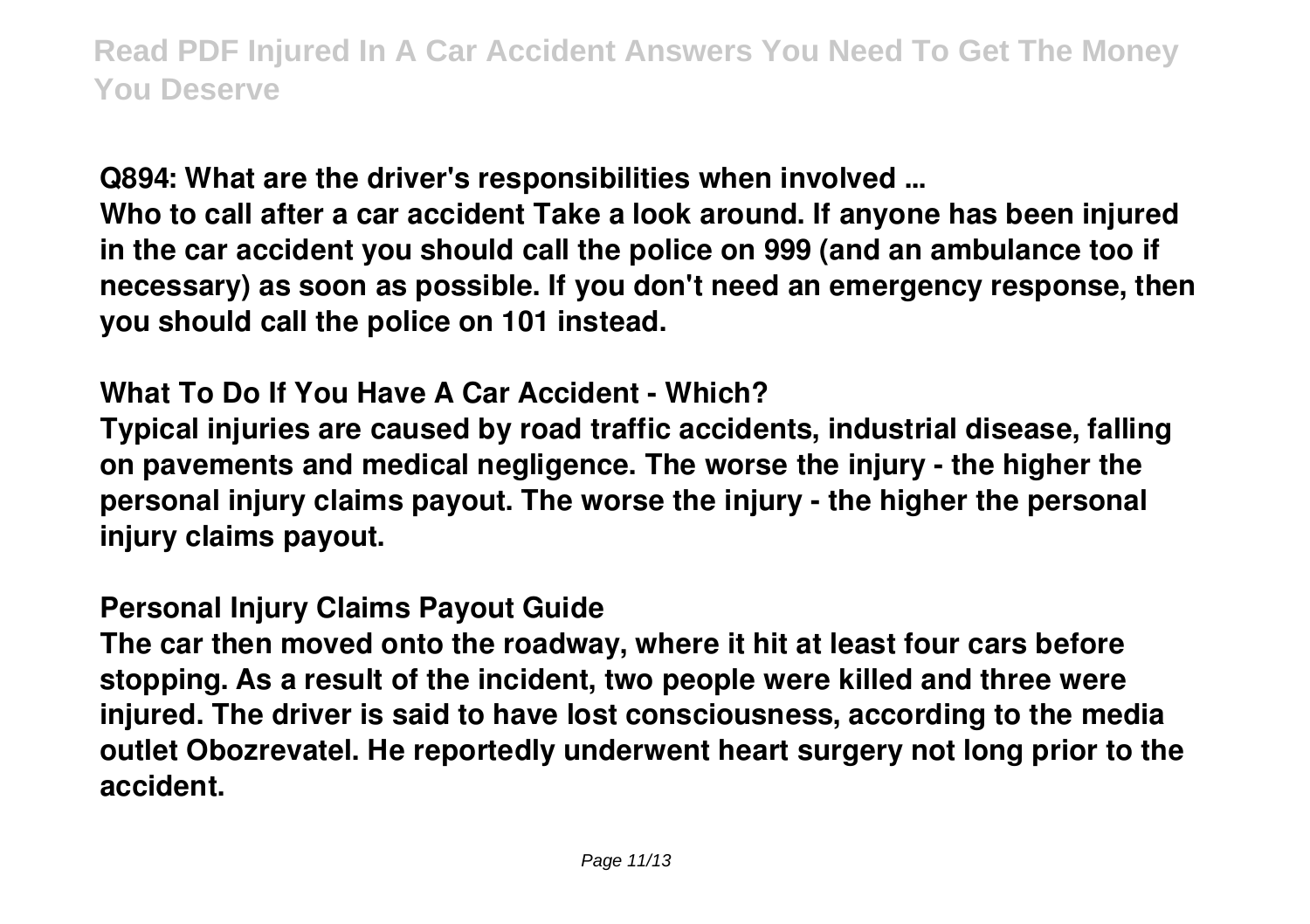**Q894: What are the driver's responsibilities when involved ...**

**Who to call after a car accident Take a look around. If anyone has been injured in the car accident you should call the police on 999 (and an ambulance too if necessary) as soon as possible. If you don't need an emergency response, then you should call the police on 101 instead.**

**What To Do If You Have A Car Accident - Which?**

**Typical injuries are caused by road traffic accidents, industrial disease, falling on pavements and medical negligence. The worse the injury - the higher the personal injury claims payout. The worse the injury - the higher the personal injury claims payout.**

**Personal Injury Claims Payout Guide**

**The car then moved onto the roadway, where it hit at least four cars before stopping. As a result of the incident, two people were killed and three were injured. The driver is said to have lost consciousness, according to the media outlet Obozrevatel. He reportedly underwent heart surgery not long prior to the accident.**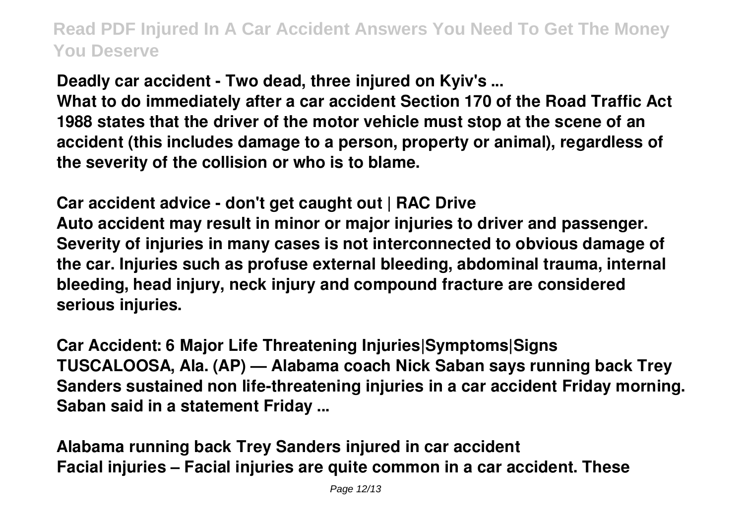**Deadly car accident - Two dead, three injured on Kyiv's ...**
What to do immediately after a car accident Section 170 of the Road Traffic Act 1988 states that the driver of the motor vehicle must stop at the scene of an accident (this includes damage to a person, property or animal), regardless of the severity of the collision or who is to blame.

**Car accident advice - don't get caught out | RAC Drive**
Auto accident may result in minor or major injuries to driver and passenger. Severity of injuries in many cases is not interconnected to obvious damage of the car. Injuries such as profuse external bleeding, abdominal trauma, internal bleeding, head injury, neck injury and compound fracture are considered serious injuries.

**Car Accident: 6 Major Life Threatening Injuries|Symptoms|Signs**
TUSCALOOSA, Ala. (AP) — Alabama coach Nick Saban says running back Trey Sanders sustained non life-threatening injuries in a car accident Friday morning. Saban said in a statement Friday ...

**Alabama running back Trey Sanders injured in car accident**
Facial injuries – Facial injuries are quite common in a car accident. These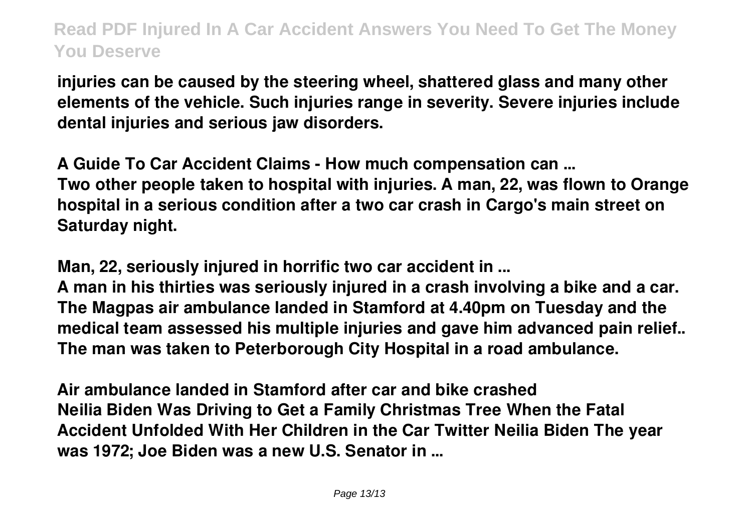injuries can be caused by the steering wheel, shattered glass and many other elements of the vehicle. Such injuries range in severity. Severe injuries include dental injuries and serious jaw disorders.

**A Guide To Car Accident Claims - How much compensation can ...**

Two other people taken to hospital with injuries. A man, 22, was flown to Orange hospital in a serious condition after a two car crash in Cargo's main street on Saturday night.

**Man, 22, seriously injured in horrific two car accident in ...**

A man in his thirties was seriously injured in a crash involving a bike and a car. The Magpas air ambulance landed in Stamford at 4.40pm on Tuesday and the medical team assessed his multiple injuries and gave him advanced pain relief.. The man was taken to Peterborough City Hospital in a road ambulance.

**Air ambulance landed in Stamford after car and bike crashed**

Neilia Biden Was Driving to Get a Family Christmas Tree When the Fatal Accident Unfolded With Her Children in the Car Twitter Neilia Biden The year was 1972; Joe Biden was a new U.S. Senator in ...